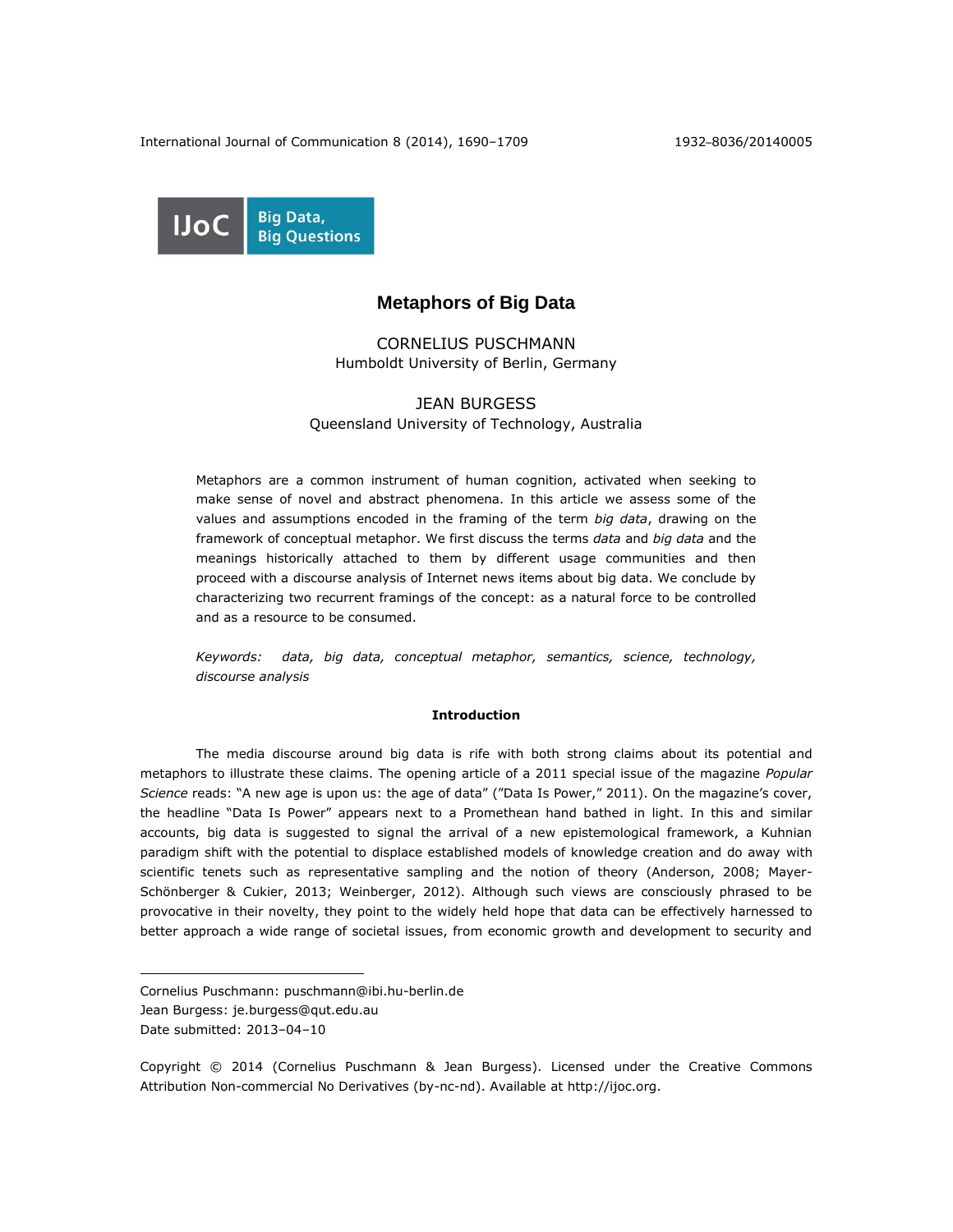# Metaphors of Big Data

CORNELIUS PUSCHMANN
Humboldt University of Berlin, Germany

JEAN BURGESS
Queensland University of Technology, Australia

Metaphors are a common instrument of human cognition, activated when seeking to make sense of novel and abstract phenomena. In this article we assess some of the values and assumptions encoded in the framing of the term *big data*, drawing on the framework of conceptual metaphor. We first discuss the terms *data* and *big data* and the meanings historically attached to them by different usage communities and then proceed with a discourse analysis of Internet news items about big data. We conclude by characterizing two recurrent framings of the concept: as a natural force to be controlled and as a resource to be consumed.

*Keywords: data, big data, conceptual metaphor, semantics, science, technology, discourse analysis*

## Introduction

The media discourse around big data is rife with both strong claims about its potential and metaphors to illustrate these claims. The opening article of a 2011 special issue of the magazine *Popular Science* reads: "A new age is upon us: the age of data" ("Data Is Power," 2011). On the magazine's cover, the headline "Data Is Power" appears next to a Promethean hand bathed in light. In this and similar accounts, big data is suggested to signal the arrival of a new epistemological framework, a Kuhnian paradigm shift with the potential to displace established models of knowledge creation and do away with scientific tenets such as representative sampling and the notion of theory (Anderson, 2008; Mayer-Schönberger & Cukier, 2013; Weinberger, 2012). Although such views are consciously phrased to be provocative in their novelty, they point to the widely held hope that data can be effectively harnessed to better approach a wide range of societal issues, from economic growth and development to security and

Cornelius Puschmann: puschmann@ibi.hu-berlin.de
Jean Burgess: je.burgess@qut.edu.au
Date submitted: 2013–04–10

Copyright © 2014 (Cornelius Puschmann & Jean Burgess). Licensed under the Creative Commons Attribution Non-commercial No Derivatives (by-nc-nd). Available at http://ijoc.org.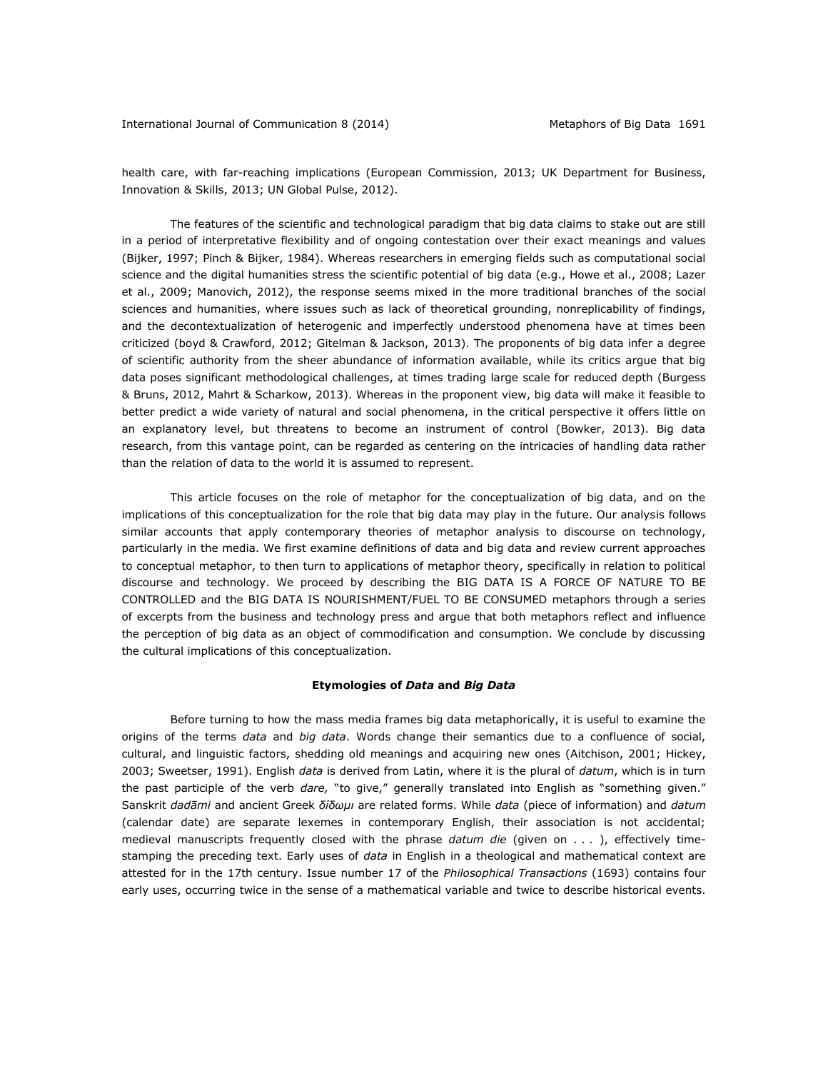health care, with far-reaching implications (European Commission, 2013; UK Department for Business, Innovation & Skills, 2013; UN Global Pulse, 2012).

The features of the scientific and technological paradigm that big data claims to stake out are still in a period of interpretative flexibility and of ongoing contestation over their exact meanings and values (Bijker, 1997; Pinch & Bijker, 1984). Whereas researchers in emerging fields such as computational social science and the digital humanities stress the scientific potential of big data (e.g., Howe et al., 2008; Lazer et al., 2009; Manovich, 2012), the response seems mixed in the more traditional branches of the social sciences and humanities, where issues such as lack of theoretical grounding, nonreplicability of findings, and the decontextualization of heterogenic and imperfectly understood phenomena have at times been criticized (boyd & Crawford, 2012; Gitelman & Jackson, 2013). The proponents of big data infer a degree of scientific authority from the sheer abundance of information available, while its critics argue that big data poses significant methodological challenges, at times trading large scale for reduced depth (Burgess & Bruns, 2012, Mahrt & Scharkow, 2013). Whereas in the proponent view, big data will make it feasible to better predict a wide variety of natural and social phenomena, in the critical perspective it offers little on an explanatory level, but threatens to become an instrument of control (Bowker, 2013). Big data research, from this vantage point, can be regarded as centering on the intricacies of handling data rather than the relation of data to the world it is assumed to represent.

This article focuses on the role of metaphor for the conceptualization of big data, and on the implications of this conceptualization for the role that big data may play in the future. Our analysis follows similar accounts that apply contemporary theories of metaphor analysis to discourse on technology, particularly in the media. We first examine definitions of data and big data and review current approaches to conceptual metaphor, to then turn to applications of metaphor theory, specifically in relation to political discourse and technology. We proceed by describing the BIG DATA IS A FORCE OF NATURE TO BE CONTROLLED and the BIG DATA IS NOURISHMENT/FUEL TO BE CONSUMED metaphors through a series of excerpts from the business and technology press and argue that both metaphors reflect and influence the perception of big data as an object of commodification and consumption. We conclude by discussing the cultural implications of this conceptualization.

## Etymologies of *Data* and *Big Data*

Before turning to how the mass media frames big data metaphorically, it is useful to examine the origins of the terms *data* and *big data*. Words change their semantics due to a confluence of social, cultural, and linguistic factors, shedding old meanings and acquiring new ones (Aitchison, 2001; Hickey, 2003; Sweetser, 1991). English *data* is derived from Latin, where it is the plural of *datum*, which is in turn the past participle of the verb *dare,* "to give," generally translated into English as "something given." Sanskrit *dadāmi* and ancient Greek *δίδωμι* are related forms. While *data* (piece of information) and *datum* (calendar date) are separate lexemes in contemporary English, their association is not accidental; medieval manuscripts frequently closed with the phrase *datum die* (given on . . . ), effectively time-stamping the preceding text. Early uses of *data* in English in a theological and mathematical context are attested for in the 17th century. Issue number 17 of the *Philosophical Transactions* (1693) contains four early uses, occurring twice in the sense of a mathematical variable and twice to describe historical events.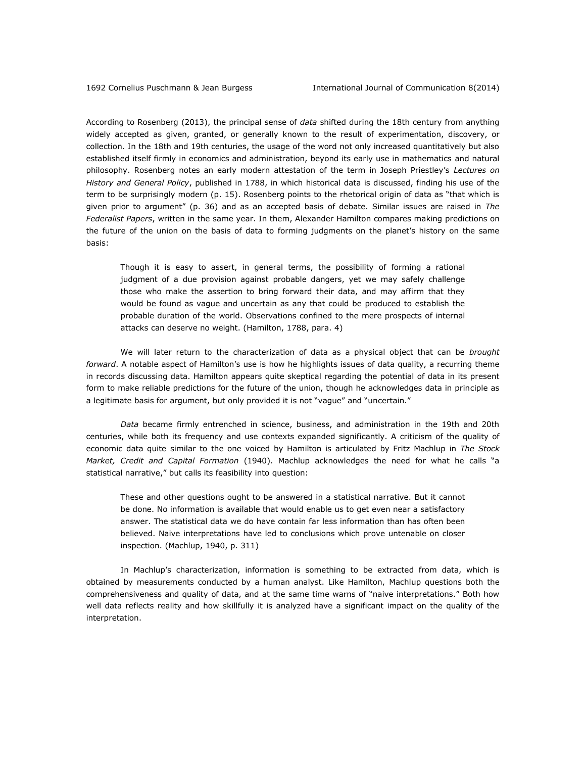According to Rosenberg (2013), the principal sense of *data* shifted during the 18th century from anything widely accepted as given, granted, or generally known to the result of experimentation, discovery, or collection. In the 18th and 19th centuries, the usage of the word not only increased quantitatively but also established itself firmly in economics and administration, beyond its early use in mathematics and natural philosophy. Rosenberg notes an early modern attestation of the term in Joseph Priestley's *Lectures on History and General Policy*, published in 1788, in which historical data is discussed, finding his use of the term to be surprisingly modern (p. 15). Rosenberg points to the rhetorical origin of data as "that which is given prior to argument" (p. 36) and as an accepted basis of debate. Similar issues are raised in *The Federalist Papers*, written in the same year. In them, Alexander Hamilton compares making predictions on the future of the union on the basis of data to forming judgments on the planet's history on the same basis:

> Though it is easy to assert, in general terms, the possibility of forming a rational judgment of a due provision against probable dangers, yet we may safely challenge those who make the assertion to bring forward their data, and may affirm that they would be found as vague and uncertain as any that could be produced to establish the probable duration of the world. Observations confined to the mere prospects of internal attacks can deserve no weight. (Hamilton, 1788, para. 4)

We will later return to the characterization of data as a physical object that can be *brought forward*. A notable aspect of Hamilton's use is how he highlights issues of data quality, a recurring theme in records discussing data. Hamilton appears quite skeptical regarding the potential of data in its present form to make reliable predictions for the future of the union, though he acknowledges data in principle as a legitimate basis for argument, but only provided it is not "vague" and "uncertain."

*Data* became firmly entrenched in science, business, and administration in the 19th and 20th centuries, while both its frequency and use contexts expanded significantly. A criticism of the quality of economic data quite similar to the one voiced by Hamilton is articulated by Fritz Machlup in *The Stock Market, Credit and Capital Formation* (1940). Machlup acknowledges the need for what he calls "a statistical narrative," but calls its feasibility into question:

> These and other questions ought to be answered in a statistical narrative. But it cannot be done. No information is available that would enable us to get even near a satisfactory answer. The statistical data we do have contain far less information than has often been believed. Naive interpretations have led to conclusions which prove untenable on closer inspection. (Machlup, 1940, p. 311)

In Machlup's characterization, information is something to be extracted from data, which is obtained by measurements conducted by a human analyst. Like Hamilton, Machlup questions both the comprehensiveness and quality of data, and at the same time warns of "naive interpretations." Both how well data reflects reality and how skillfully it is analyzed have a significant impact on the quality of the interpretation.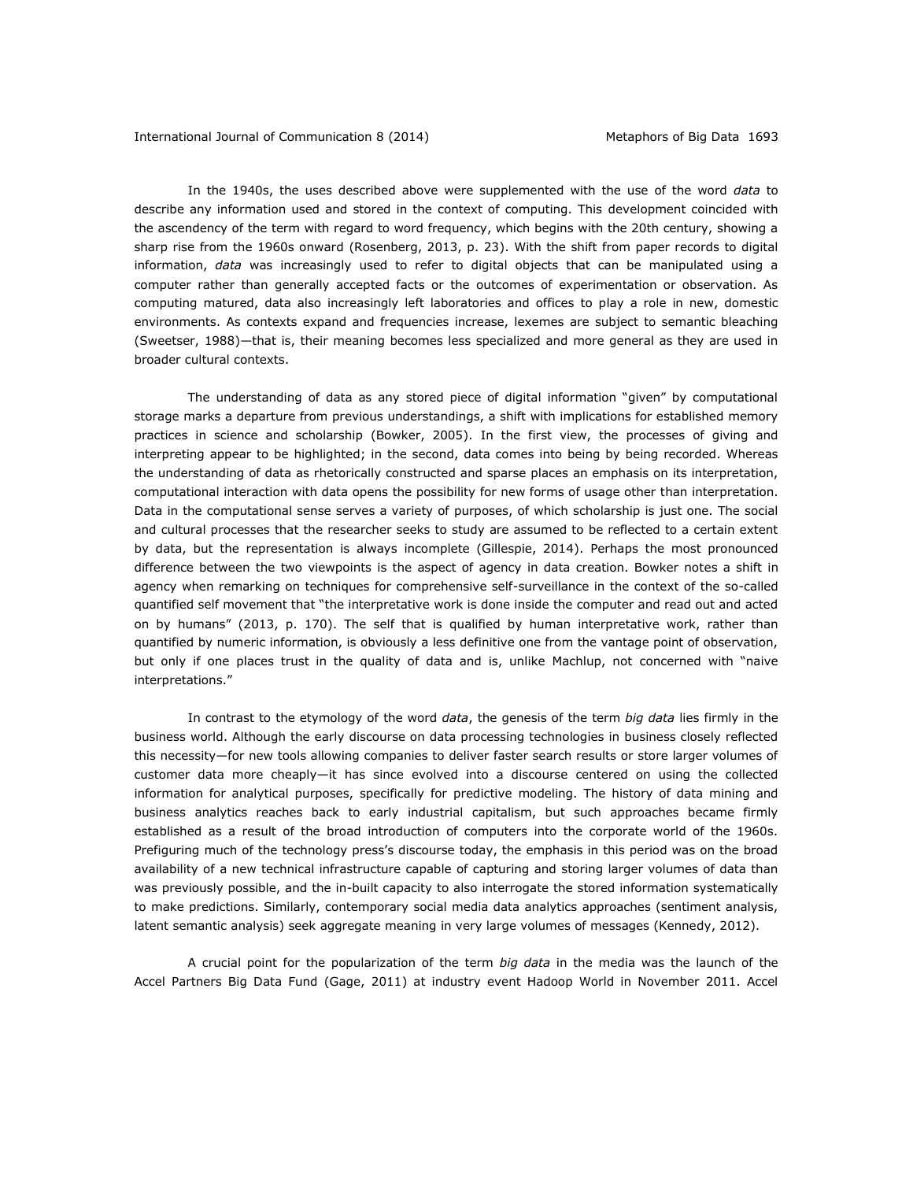In the 1940s, the uses described above were supplemented with the use of the word *data* to describe any information used and stored in the context of computing. This development coincided with the ascendency of the term with regard to word frequency, which begins with the 20th century, showing a sharp rise from the 1960s onward (Rosenberg, 2013, p. 23). With the shift from paper records to digital information, *data* was increasingly used to refer to digital objects that can be manipulated using a computer rather than generally accepted facts or the outcomes of experimentation or observation. As computing matured, data also increasingly left laboratories and offices to play a role in new, domestic environments. As contexts expand and frequencies increase, lexemes are subject to semantic bleaching (Sweetser, 1988)—that is, their meaning becomes less specialized and more general as they are used in broader cultural contexts.

The understanding of data as any stored piece of digital information "given" by computational storage marks a departure from previous understandings, a shift with implications for established memory practices in science and scholarship (Bowker, 2005). In the first view, the processes of giving and interpreting appear to be highlighted; in the second, data comes into being by being recorded. Whereas the understanding of data as rhetorically constructed and sparse places an emphasis on its interpretation, computational interaction with data opens the possibility for new forms of usage other than interpretation. Data in the computational sense serves a variety of purposes, of which scholarship is just one. The social and cultural processes that the researcher seeks to study are assumed to be reflected to a certain extent by data, but the representation is always incomplete (Gillespie, 2014). Perhaps the most pronounced difference between the two viewpoints is the aspect of agency in data creation. Bowker notes a shift in agency when remarking on techniques for comprehensive self-surveillance in the context of the so-called quantified self movement that "the interpretative work is done inside the computer and read out and acted on by humans" (2013, p. 170). The self that is qualified by human interpretative work, rather than quantified by numeric information, is obviously a less definitive one from the vantage point of observation, but only if one places trust in the quality of data and is, unlike Machlup, not concerned with "naive interpretations."

In contrast to the etymology of the word *data*, the genesis of the term *big data* lies firmly in the business world. Although the early discourse on data processing technologies in business closely reflected this necessity—for new tools allowing companies to deliver faster search results or store larger volumes of customer data more cheaply—it has since evolved into a discourse centered on using the collected information for analytical purposes, specifically for predictive modeling. The history of data mining and business analytics reaches back to early industrial capitalism, but such approaches became firmly established as a result of the broad introduction of computers into the corporate world of the 1960s. Prefiguring much of the technology press's discourse today, the emphasis in this period was on the broad availability of a new technical infrastructure capable of capturing and storing larger volumes of data than was previously possible, and the in-built capacity to also interrogate the stored information systematically to make predictions. Similarly, contemporary social media data analytics approaches (sentiment analysis, latent semantic analysis) seek aggregate meaning in very large volumes of messages (Kennedy, 2012).

A crucial point for the popularization of the term *big data* in the media was the launch of the Accel Partners Big Data Fund (Gage, 2011) at industry event Hadoop World in November 2011. Accel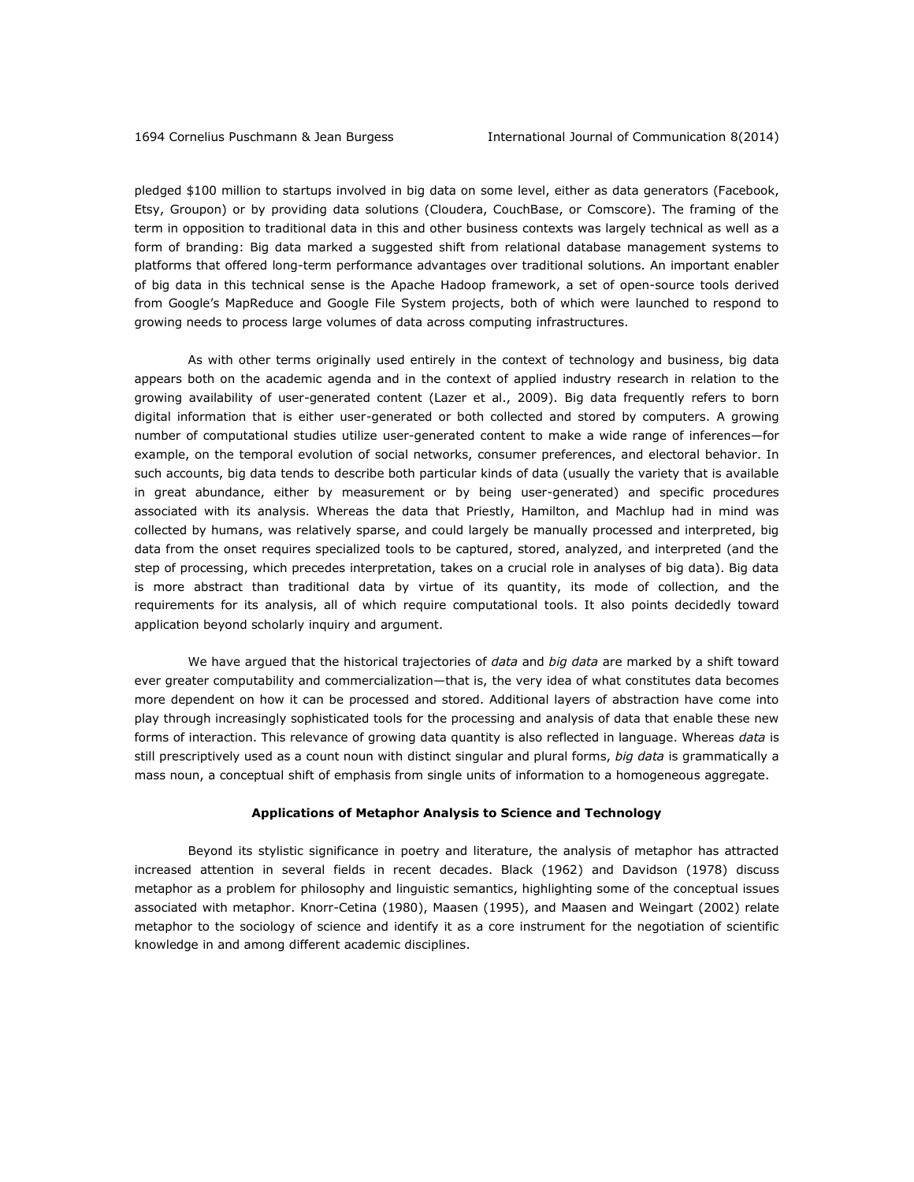pledged $100 million to startups involved in big data on some level, either as data generators (Facebook, Etsy, Groupon) or by providing data solutions (Cloudera, CouchBase, or Comscore). The framing of the term in opposition to traditional data in this and other business contexts was largely technical as well as a form of branding: Big data marked a suggested shift from relational database management systems to platforms that offered long-term performance advantages over traditional solutions. An important enabler of big data in this technical sense is the Apache Hadoop framework, a set of open-source tools derived from Google's MapReduce and Google File System projects, both of which were launched to respond to growing needs to process large volumes of data across computing infrastructures.

As with other terms originally used entirely in the context of technology and business, big data appears both on the academic agenda and in the context of applied industry research in relation to the growing availability of user-generated content (Lazer et al., 2009). Big data frequently refers to born digital information that is either user-generated or both collected and stored by computers. A growing number of computational studies utilize user-generated content to make a wide range of inferences—for example, on the temporal evolution of social networks, consumer preferences, and electoral behavior. In such accounts, big data tends to describe both particular kinds of data (usually the variety that is available in great abundance, either by measurement or by being user-generated) and specific procedures associated with its analysis. Whereas the data that Priestly, Hamilton, and Machlup had in mind was collected by humans, was relatively sparse, and could largely be manually processed and interpreted, big data from the onset requires specialized tools to be captured, stored, analyzed, and interpreted (and the step of processing, which precedes interpretation, takes on a crucial role in analyses of big data). Big data is more abstract than traditional data by virtue of its quantity, its mode of collection, and the requirements for its analysis, all of which require computational tools. It also points decidedly toward application beyond scholarly inquiry and argument.

We have argued that the historical trajectories of *data* and *big data* are marked by a shift toward ever greater computability and commercialization—that is, the very idea of what constitutes data becomes more dependent on how it can be processed and stored. Additional layers of abstraction have come into play through increasingly sophisticated tools for the processing and analysis of data that enable these new forms of interaction. This relevance of growing data quantity is also reflected in language. Whereas *data* is still prescriptively used as a count noun with distinct singular and plural forms, *big data* is grammatically a mass noun, a conceptual shift of emphasis from single units of information to a homogeneous aggregate.

## Applications of Metaphor Analysis to Science and Technology

Beyond its stylistic significance in poetry and literature, the analysis of metaphor has attracted increased attention in several fields in recent decades. Black (1962) and Davidson (1978) discuss metaphor as a problem for philosophy and linguistic semantics, highlighting some of the conceptual issues associated with metaphor. Knorr-Cetina (1980), Maasen (1995), and Maasen and Weingart (2002) relate metaphor to the sociology of science and identify it as a core instrument for the negotiation of scientific knowledge in and among different academic disciplines.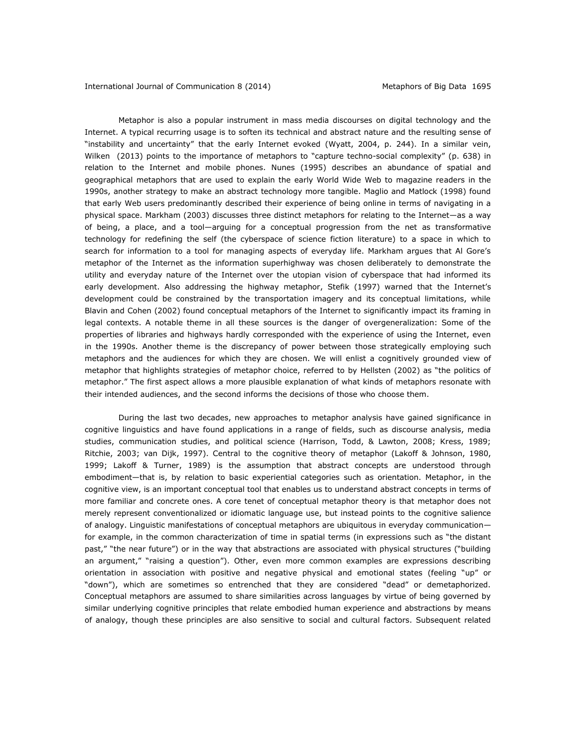Metaphor is also a popular instrument in mass media discourses on digital technology and the Internet. A typical recurring usage is to soften its technical and abstract nature and the resulting sense of "instability and uncertainty" that the early Internet evoked (Wyatt, 2004, p. 244). In a similar vein, Wilken (2013) points to the importance of metaphors to "capture techno-social complexity" (p. 638) in relation to the Internet and mobile phones. Nunes (1995) describes an abundance of spatial and geographical metaphors that are used to explain the early World Wide Web to magazine readers in the 1990s, another strategy to make an abstract technology more tangible. Maglio and Matlock (1998) found that early Web users predominantly described their experience of being online in terms of navigating in a physical space. Markham (2003) discusses three distinct metaphors for relating to the Internet—as a way of being, a place, and a tool—arguing for a conceptual progression from the net as transformative technology for redefining the self (the cyberspace of science fiction literature) to a space in which to search for information to a tool for managing aspects of everyday life. Markham argues that Al Gore's metaphor of the Internet as the information superhighway was chosen deliberately to demonstrate the utility and everyday nature of the Internet over the utopian vision of cyberspace that had informed its early development. Also addressing the highway metaphor, Stefik (1997) warned that the Internet's development could be constrained by the transportation imagery and its conceptual limitations, while Blavin and Cohen (2002) found conceptual metaphors of the Internet to significantly impact its framing in legal contexts. A notable theme in all these sources is the danger of overgeneralization: Some of the properties of libraries and highways hardly corresponded with the experience of using the Internet, even in the 1990s. Another theme is the discrepancy of power between those strategically employing such metaphors and the audiences for which they are chosen. We will enlist a cognitively grounded view of metaphor that highlights strategies of metaphor choice, referred to by Hellsten (2002) as "the politics of metaphor." The first aspect allows a more plausible explanation of what kinds of metaphors resonate with their intended audiences, and the second informs the decisions of those who choose them.

During the last two decades, new approaches to metaphor analysis have gained significance in cognitive linguistics and have found applications in a range of fields, such as discourse analysis, media studies, communication studies, and political science (Harrison, Todd, & Lawton, 2008; Kress, 1989; Ritchie, 2003; van Dijk, 1997). Central to the cognitive theory of metaphor (Lakoff & Johnson, 1980, 1999; Lakoff & Turner, 1989) is the assumption that abstract concepts are understood through embodiment—that is, by relation to basic experiential categories such as orientation. Metaphor, in the cognitive view, is an important conceptual tool that enables us to understand abstract concepts in terms of more familiar and concrete ones. A core tenet of conceptual metaphor theory is that metaphor does not merely represent conventionalized or idiomatic language use, but instead points to the cognitive salience of analogy. Linguistic manifestations of conceptual metaphors are ubiquitous in everyday communication—for example, in the common characterization of time in spatial terms (in expressions such as "the distant past," "the near future") or in the way that abstractions are associated with physical structures ("building an argument," "raising a question"). Other, even more common examples are expressions describing orientation in association with positive and negative physical and emotional states (feeling "up" or "down"), which are sometimes so entrenched that they are considered "dead" or demetaphorized. Conceptual metaphors are assumed to share similarities across languages by virtue of being governed by similar underlying cognitive principles that relate embodied human experience and abstractions by means of analogy, though these principles are also sensitive to social and cultural factors. Subsequent related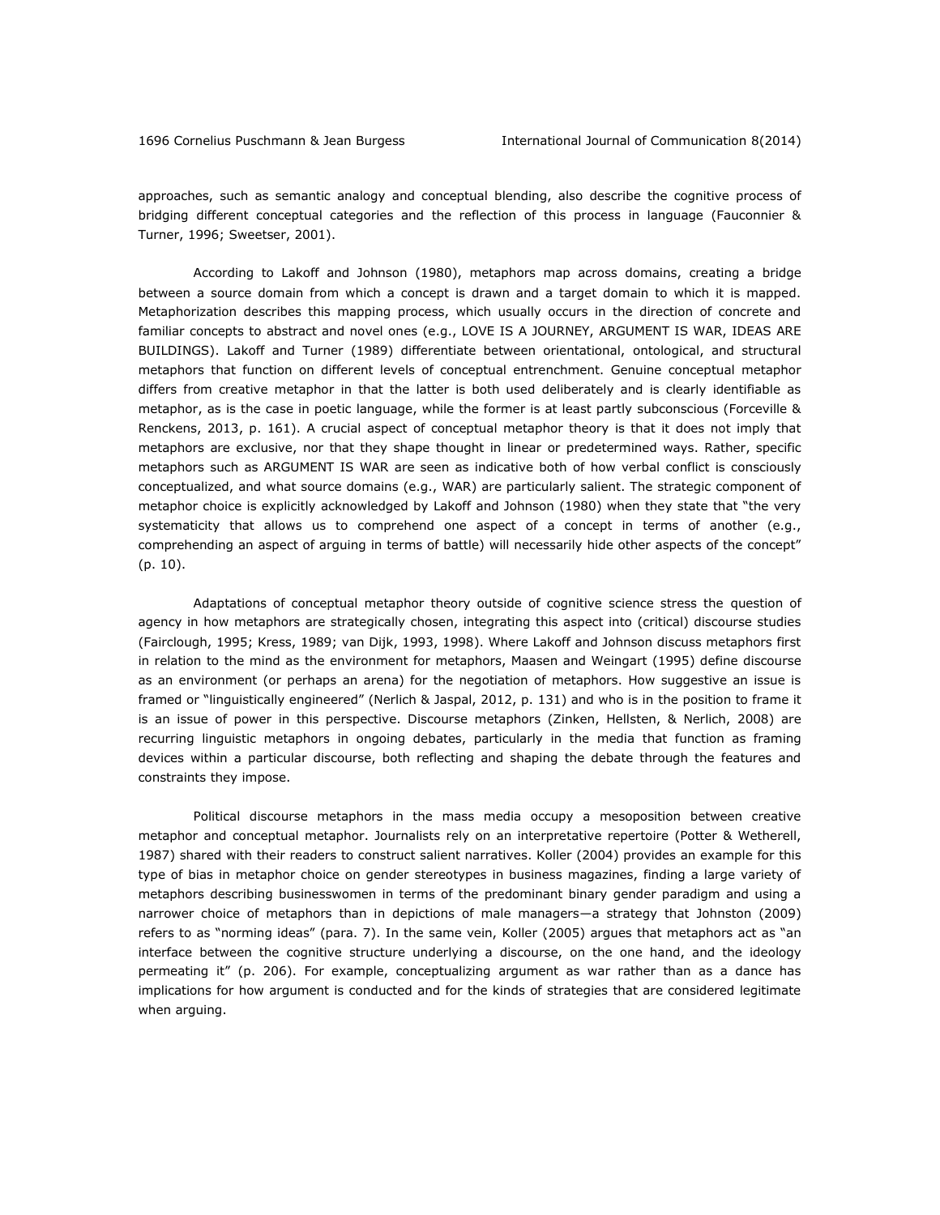approaches, such as semantic analogy and conceptual blending, also describe the cognitive process of bridging different conceptual categories and the reflection of this process in language (Fauconnier & Turner, 1996; Sweetser, 2001).

According to Lakoff and Johnson (1980), metaphors map across domains, creating a bridge between a source domain from which a concept is drawn and a target domain to which it is mapped. Metaphorization describes this mapping process, which usually occurs in the direction of concrete and familiar concepts to abstract and novel ones (e.g., LOVE IS A JOURNEY, ARGUMENT IS WAR, IDEAS ARE BUILDINGS). Lakoff and Turner (1989) differentiate between orientational, ontological, and structural metaphors that function on different levels of conceptual entrenchment. Genuine conceptual metaphor differs from creative metaphor in that the latter is both used deliberately and is clearly identifiable as metaphor, as is the case in poetic language, while the former is at least partly subconscious (Forceville & Renckens, 2013, p. 161). A crucial aspect of conceptual metaphor theory is that it does not imply that metaphors are exclusive, nor that they shape thought in linear or predetermined ways. Rather, specific metaphors such as ARGUMENT IS WAR are seen as indicative both of how verbal conflict is consciously conceptualized, and what source domains (e.g., WAR) are particularly salient. The strategic component of metaphor choice is explicitly acknowledged by Lakoff and Johnson (1980) when they state that "the very systematicity that allows us to comprehend one aspect of a concept in terms of another (e.g., comprehending an aspect of arguing in terms of battle) will necessarily hide other aspects of the concept" (p. 10).

Adaptations of conceptual metaphor theory outside of cognitive science stress the question of agency in how metaphors are strategically chosen, integrating this aspect into (critical) discourse studies (Fairclough, 1995; Kress, 1989; van Dijk, 1993, 1998). Where Lakoff and Johnson discuss metaphors first in relation to the mind as the environment for metaphors, Maasen and Weingart (1995) define discourse as an environment (or perhaps an arena) for the negotiation of metaphors. How suggestive an issue is framed or "linguistically engineered" (Nerlich & Jaspal, 2012, p. 131) and who is in the position to frame it is an issue of power in this perspective. Discourse metaphors (Zinken, Hellsten, & Nerlich, 2008) are recurring linguistic metaphors in ongoing debates, particularly in the media that function as framing devices within a particular discourse, both reflecting and shaping the debate through the features and constraints they impose.

Political discourse metaphors in the mass media occupy a mesoposition between creative metaphor and conceptual metaphor. Journalists rely on an interpretative repertoire (Potter & Wetherell, 1987) shared with their readers to construct salient narratives. Koller (2004) provides an example for this type of bias in metaphor choice on gender stereotypes in business magazines, finding a large variety of metaphors describing businesswomen in terms of the predominant binary gender paradigm and using a narrower choice of metaphors than in depictions of male managers—a strategy that Johnston (2009) refers to as "norming ideas" (para. 7). In the same vein, Koller (2005) argues that metaphors act as "an interface between the cognitive structure underlying a discourse, on the one hand, and the ideology permeating it" (p. 206). For example, conceptualizing argument as war rather than as a dance has implications for how argument is conducted and for the kinds of strategies that are considered legitimate when arguing.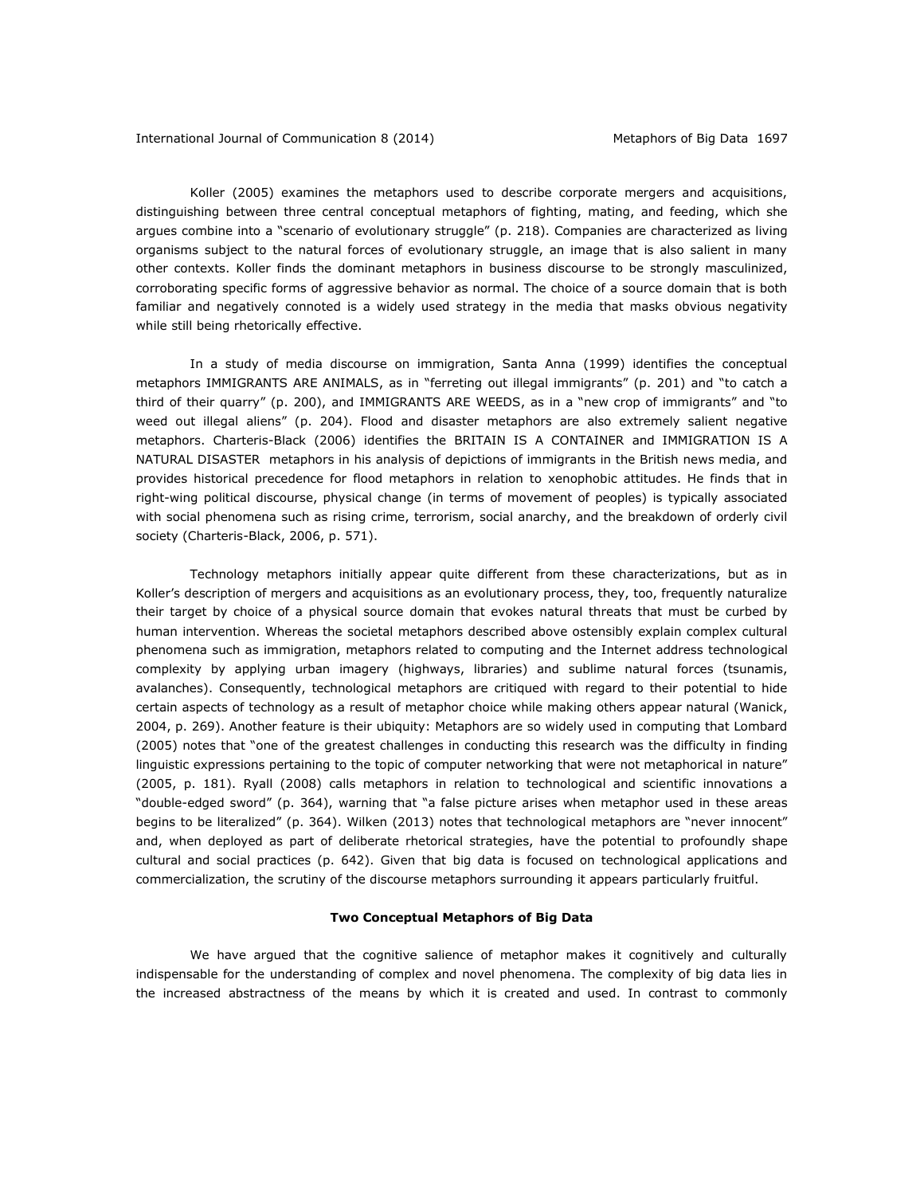Koller (2005) examines the metaphors used to describe corporate mergers and acquisitions, distinguishing between three central conceptual metaphors of fighting, mating, and feeding, which she argues combine into a "scenario of evolutionary struggle" (p. 218). Companies are characterized as living organisms subject to the natural forces of evolutionary struggle, an image that is also salient in many other contexts. Koller finds the dominant metaphors in business discourse to be strongly masculinized, corroborating specific forms of aggressive behavior as normal. The choice of a source domain that is both familiar and negatively connoted is a widely used strategy in the media that masks obvious negativity while still being rhetorically effective.

In a study of media discourse on immigration, Santa Anna (1999) identifies the conceptual metaphors IMMIGRANTS ARE ANIMALS, as in "ferreting out illegal immigrants" (p. 201) and "to catch a third of their quarry" (p. 200), and IMMIGRANTS ARE WEEDS, as in a "new crop of immigrants" and "to weed out illegal aliens" (p. 204). Flood and disaster metaphors are also extremely salient negative metaphors. Charteris-Black (2006) identifies the BRITAIN IS A CONTAINER and IMMIGRATION IS A NATURAL DISASTER metaphors in his analysis of depictions of immigrants in the British news media, and provides historical precedence for flood metaphors in relation to xenophobic attitudes. He finds that in right-wing political discourse, physical change (in terms of movement of peoples) is typically associated with social phenomena such as rising crime, terrorism, social anarchy, and the breakdown of orderly civil society (Charteris-Black, 2006, p. 571).

Technology metaphors initially appear quite different from these characterizations, but as in Koller's description of mergers and acquisitions as an evolutionary process, they, too, frequently naturalize their target by choice of a physical source domain that evokes natural threats that must be curbed by human intervention. Whereas the societal metaphors described above ostensibly explain complex cultural phenomena such as immigration, metaphors related to computing and the Internet address technological complexity by applying urban imagery (highways, libraries) and sublime natural forces (tsunamis, avalanches). Consequently, technological metaphors are critiqued with regard to their potential to hide certain aspects of technology as a result of metaphor choice while making others appear natural (Wanick, 2004, p. 269). Another feature is their ubiquity: Metaphors are so widely used in computing that Lombard (2005) notes that "one of the greatest challenges in conducting this research was the difficulty in finding linguistic expressions pertaining to the topic of computer networking that were not metaphorical in nature" (2005, p. 181). Ryall (2008) calls metaphors in relation to technological and scientific innovations a "double-edged sword" (p. 364), warning that "a false picture arises when metaphor used in these areas begins to be literalized" (p. 364). Wilken (2013) notes that technological metaphors are "never innocent" and, when deployed as part of deliberate rhetorical strategies, have the potential to profoundly shape cultural and social practices (p. 642). Given that big data is focused on technological applications and commercialization, the scrutiny of the discourse metaphors surrounding it appears particularly fruitful.

## Two Conceptual Metaphors of Big Data

We have argued that the cognitive salience of metaphor makes it cognitively and culturally indispensable for the understanding of complex and novel phenomena. The complexity of big data lies in the increased abstractness of the means by which it is created and used. In contrast to commonly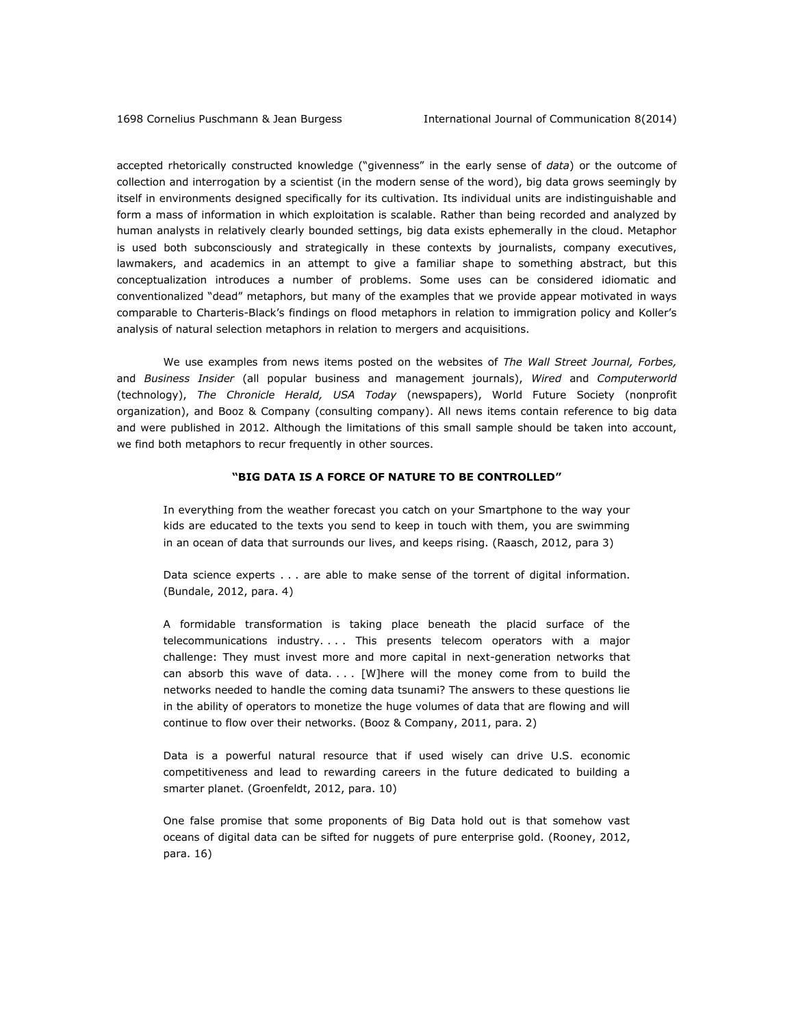accepted rhetorically constructed knowledge ("givenness" in the early sense of *data*) or the outcome of collection and interrogation by a scientist (in the modern sense of the word), big data grows seemingly by itself in environments designed specifically for its cultivation. Its individual units are indistinguishable and form a mass of information in which exploitation is scalable. Rather than being recorded and analyzed by human analysts in relatively clearly bounded settings, big data exists ephemerally in the cloud. Metaphor is used both subconsciously and strategically in these contexts by journalists, company executives, lawmakers, and academics in an attempt to give a familiar shape to something abstract, but this conceptualization introduces a number of problems. Some uses can be considered idiomatic and conventionalized "dead" metaphors, but many of the examples that we provide appear motivated in ways comparable to Charteris-Black's findings on flood metaphors in relation to immigration policy and Koller's analysis of natural selection metaphors in relation to mergers and acquisitions.

We use examples from news items posted on the websites of *The Wall Street Journal, Forbes,* and *Business Insider* (all popular business and management journals), *Wired* and *Computerworld* (technology), *The Chronicle Herald, USA Today* (newspapers), World Future Society (nonprofit organization), and Booz & Company (consulting company). All news items contain reference to big data and were published in 2012. Although the limitations of this small sample should be taken into account, we find both metaphors to recur frequently in other sources.

### "BIG DATA IS A FORCE OF NATURE TO BE CONTROLLED"

> In everything from the weather forecast you catch on your Smartphone to the way your kids are educated to the texts you send to keep in touch with them, you are swimming in an ocean of data that surrounds our lives, and keeps rising. (Raasch, 2012, para 3)

> Data science experts . . . are able to make sense of the torrent of digital information. (Bundale, 2012, para. 4)

> A formidable transformation is taking place beneath the placid surface of the telecommunications industry. . . . This presents telecom operators with a major challenge: They must invest more and more capital in next-generation networks that can absorb this wave of data. . . . [W]here will the money come from to build the networks needed to handle the coming data tsunami? The answers to these questions lie in the ability of operators to monetize the huge volumes of data that are flowing and will continue to flow over their networks. (Booz & Company, 2011, para. 2)

> Data is a powerful natural resource that if used wisely can drive U.S. economic competitiveness and lead to rewarding careers in the future dedicated to building a smarter planet. (Groenfeldt, 2012, para. 10)

> One false promise that some proponents of Big Data hold out is that somehow vast oceans of digital data can be sifted for nuggets of pure enterprise gold. (Rooney, 2012, para. 16)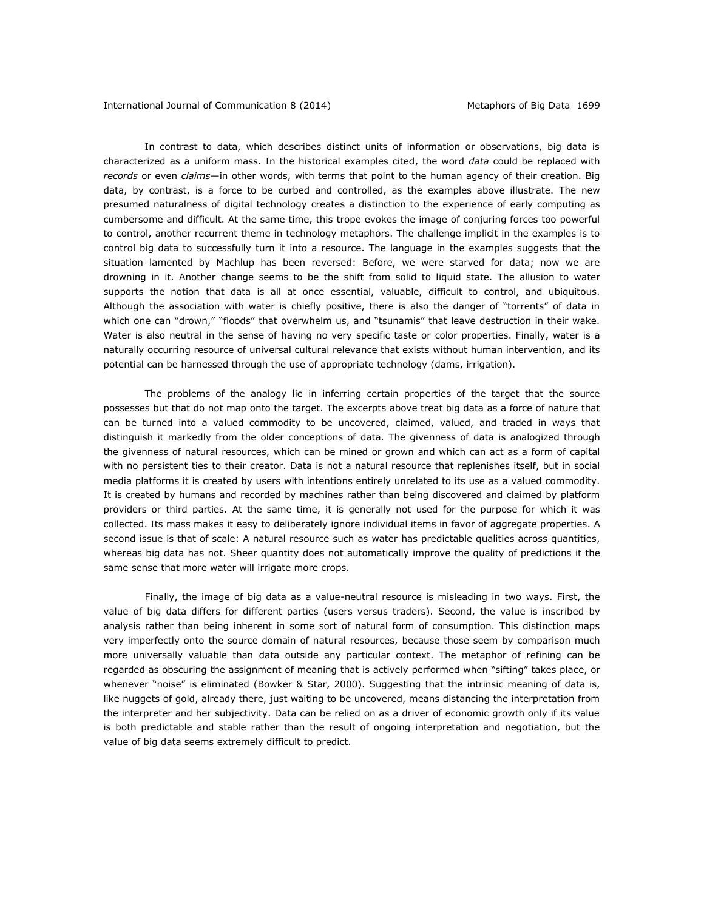In contrast to data, which describes distinct units of information or observations, big data is characterized as a uniform mass. In the historical examples cited, the word *data* could be replaced with *records* or even *claims*—in other words, with terms that point to the human agency of their creation. Big data, by contrast, is a force to be curbed and controlled, as the examples above illustrate. The new presumed naturalness of digital technology creates a distinction to the experience of early computing as cumbersome and difficult. At the same time, this trope evokes the image of conjuring forces too powerful to control, another recurrent theme in technology metaphors. The challenge implicit in the examples is to control big data to successfully turn it into a resource. The language in the examples suggests that the situation lamented by Machlup has been reversed: Before, we were starved for data; now we are drowning in it. Another change seems to be the shift from solid to liquid state. The allusion to water supports the notion that data is all at once essential, valuable, difficult to control, and ubiquitous. Although the association with water is chiefly positive, there is also the danger of "torrents" of data in which one can "drown," "floods" that overwhelm us, and "tsunamis" that leave destruction in their wake. Water is also neutral in the sense of having no very specific taste or color properties. Finally, water is a naturally occurring resource of universal cultural relevance that exists without human intervention, and its potential can be harnessed through the use of appropriate technology (dams, irrigation).

The problems of the analogy lie in inferring certain properties of the target that the source possesses but that do not map onto the target. The excerpts above treat big data as a force of nature that can be turned into a valued commodity to be uncovered, claimed, valued, and traded in ways that distinguish it markedly from the older conceptions of data. The givenness of data is analogized through the givenness of natural resources, which can be mined or grown and which can act as a form of capital with no persistent ties to their creator. Data is not a natural resource that replenishes itself, but in social media platforms it is created by users with intentions entirely unrelated to its use as a valued commodity. It is created by humans and recorded by machines rather than being discovered and claimed by platform providers or third parties. At the same time, it is generally not used for the purpose for which it was collected. Its mass makes it easy to deliberately ignore individual items in favor of aggregate properties. A second issue is that of scale: A natural resource such as water has predictable qualities across quantities, whereas big data has not. Sheer quantity does not automatically improve the quality of predictions it the same sense that more water will irrigate more crops.

Finally, the image of big data as a value-neutral resource is misleading in two ways. First, the value of big data differs for different parties (users versus traders). Second, the value is inscribed by analysis rather than being inherent in some sort of natural form of consumption. This distinction maps very imperfectly onto the source domain of natural resources, because those seem by comparison much more universally valuable than data outside any particular context. The metaphor of refining can be regarded as obscuring the assignment of meaning that is actively performed when "sifting" takes place, or whenever "noise" is eliminated (Bowker & Star, 2000). Suggesting that the intrinsic meaning of data is, like nuggets of gold, already there, just waiting to be uncovered, means distancing the interpretation from the interpreter and her subjectivity. Data can be relied on as a driver of economic growth only if its value is both predictable and stable rather than the result of ongoing interpretation and negotiation, but the value of big data seems extremely difficult to predict.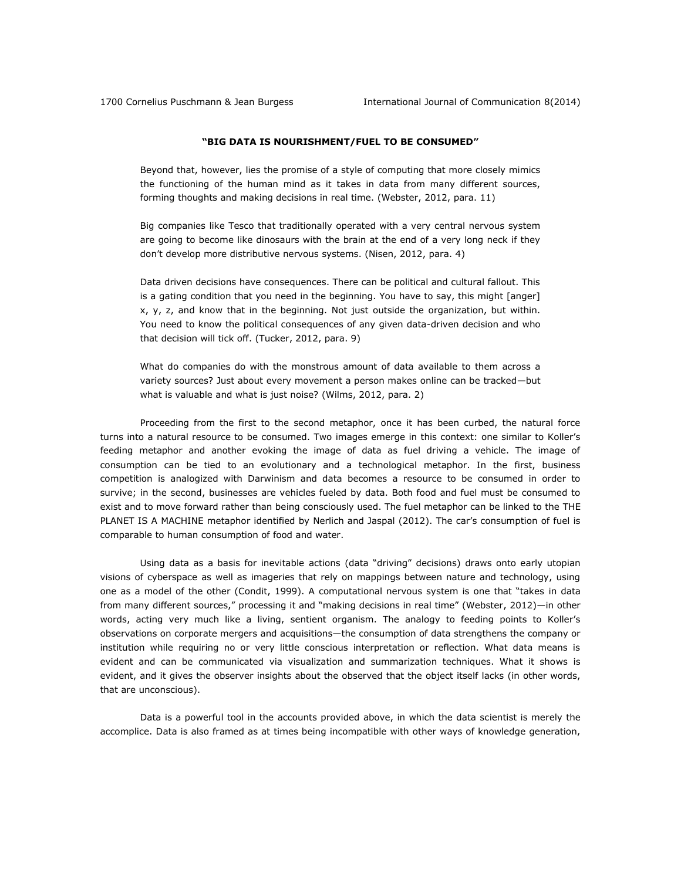**"BIG DATA IS NOURISHMENT/FUEL TO BE CONSUMED"**

> Beyond that, however, lies the promise of a style of computing that more closely mimics the functioning of the human mind as it takes in data from many different sources, forming thoughts and making decisions in real time. (Webster, 2012, para. 11)

> Big companies like Tesco that traditionally operated with a very central nervous system are going to become like dinosaurs with the brain at the end of a very long neck if they don't develop more distributive nervous systems. (Nisen, 2012, para. 4)

> Data driven decisions have consequences. There can be political and cultural fallout. This is a gating condition that you need in the beginning. You have to say, this might [anger] x, y, z, and know that in the beginning. Not just outside the organization, but within. You need to know the political consequences of any given data-driven decision and who that decision will tick off. (Tucker, 2012, para. 9)

> What do companies do with the monstrous amount of data available to them across a variety sources? Just about every movement a person makes online can be tracked—but what is valuable and what is just noise? (Wilms, 2012, para. 2)

Proceeding from the first to the second metaphor, once it has been curbed, the natural force turns into a natural resource to be consumed. Two images emerge in this context: one similar to Koller's feeding metaphor and another evoking the image of data as fuel driving a vehicle. The image of consumption can be tied to an evolutionary and a technological metaphor. In the first, business competition is analogized with Darwinism and data becomes a resource to be consumed in order to survive; in the second, businesses are vehicles fueled by data. Both food and fuel must be consumed to exist and to move forward rather than being consciously used. The fuel metaphor can be linked to the THE PLANET IS A MACHINE metaphor identified by Nerlich and Jaspal (2012). The car's consumption of fuel is comparable to human consumption of food and water.

Using data as a basis for inevitable actions (data "driving" decisions) draws onto early utopian visions of cyberspace as well as imageries that rely on mappings between nature and technology, using one as a model of the other (Condit, 1999). A computational nervous system is one that "takes in data from many different sources," processing it and "making decisions in real time" (Webster, 2012)—in other words, acting very much like a living, sentient organism. The analogy to feeding points to Koller's observations on corporate mergers and acquisitions—the consumption of data strengthens the company or institution while requiring no or very little conscious interpretation or reflection. What data means is evident and can be communicated via visualization and summarization techniques. What it shows is evident, and it gives the observer insights about the observed that the object itself lacks (in other words, that are unconscious).

Data is a powerful tool in the accounts provided above, in which the data scientist is merely the accomplice. Data is also framed as at times being incompatible with other ways of knowledge generation,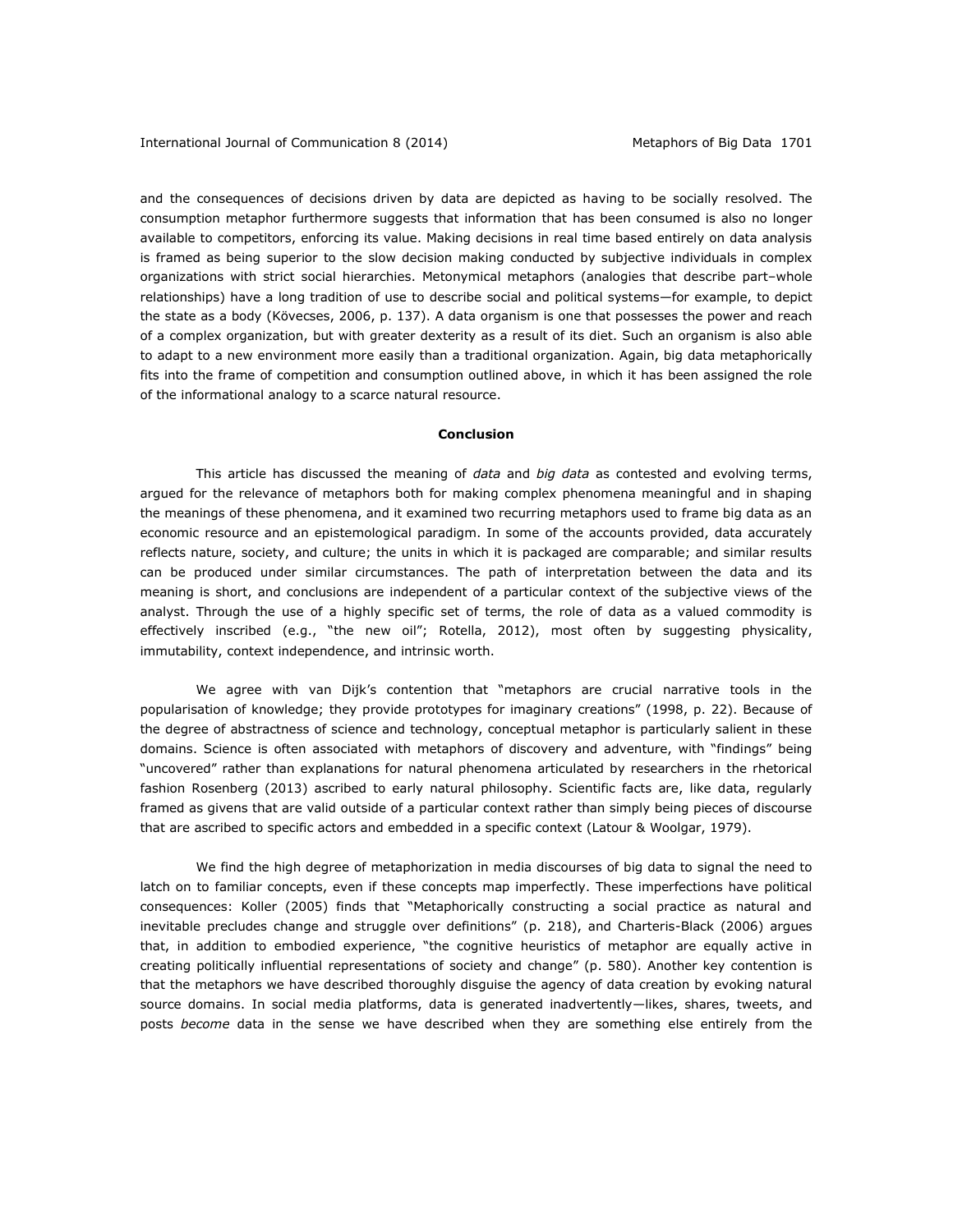and the consequences of decisions driven by data are depicted as having to be socially resolved. The consumption metaphor furthermore suggests that information that has been consumed is also no longer available to competitors, enforcing its value. Making decisions in real time based entirely on data analysis is framed as being superior to the slow decision making conducted by subjective individuals in complex organizations with strict social hierarchies. Metonymical metaphors (analogies that describe part–whole relationships) have a long tradition of use to describe social and political systems—for example, to depict the state as a body (Kövecses, 2006, p. 137). A data organism is one that possesses the power and reach of a complex organization, but with greater dexterity as a result of its diet. Such an organism is also able to adapt to a new environment more easily than a traditional organization. Again, big data metaphorically fits into the frame of competition and consumption outlined above, in which it has been assigned the role of the informational analogy to a scarce natural resource.

## Conclusion

This article has discussed the meaning of *data* and *big data* as contested and evolving terms, argued for the relevance of metaphors both for making complex phenomena meaningful and in shaping the meanings of these phenomena, and it examined two recurring metaphors used to frame big data as an economic resource and an epistemological paradigm. In some of the accounts provided, data accurately reflects nature, society, and culture; the units in which it is packaged are comparable; and similar results can be produced under similar circumstances. The path of interpretation between the data and its meaning is short, and conclusions are independent of a particular context of the subjective views of the analyst. Through the use of a highly specific set of terms, the role of data as a valued commodity is effectively inscribed (e.g., "the new oil"; Rotella, 2012), most often by suggesting physicality, immutability, context independence, and intrinsic worth.

We agree with van Dijk's contention that "metaphors are crucial narrative tools in the popularisation of knowledge; they provide prototypes for imaginary creations" (1998, p. 22). Because of the degree of abstractness of science and technology, conceptual metaphor is particularly salient in these domains. Science is often associated with metaphors of discovery and adventure, with "findings" being "uncovered" rather than explanations for natural phenomena articulated by researchers in the rhetorical fashion Rosenberg (2013) ascribed to early natural philosophy. Scientific facts are, like data, regularly framed as givens that are valid outside of a particular context rather than simply being pieces of discourse that are ascribed to specific actors and embedded in a specific context (Latour & Woolgar, 1979).

We find the high degree of metaphorization in media discourses of big data to signal the need to latch on to familiar concepts, even if these concepts map imperfectly. These imperfections have political consequences: Koller (2005) finds that "Metaphorically constructing a social practice as natural and inevitable precludes change and struggle over definitions" (p. 218), and Charteris-Black (2006) argues that, in addition to embodied experience, "the cognitive heuristics of metaphor are equally active in creating politically influential representations of society and change" (p. 580). Another key contention is that the metaphors we have described thoroughly disguise the agency of data creation by evoking natural source domains. In social media platforms, data is generated inadvertently—likes, shares, tweets, and posts *become* data in the sense we have described when they are something else entirely from the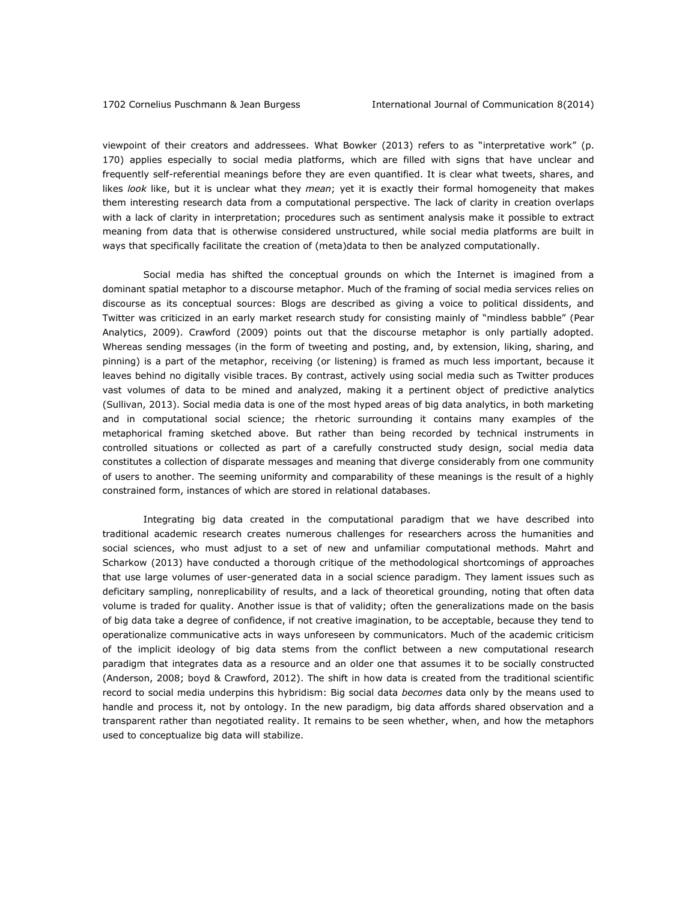viewpoint of their creators and addressees. What Bowker (2013) refers to as "interpretative work" (p. 170) applies especially to social media platforms, which are filled with signs that have unclear and frequently self-referential meanings before they are even quantified. It is clear what tweets, shares, and likes *look* like, but it is unclear what they *mean*; yet it is exactly their formal homogeneity that makes them interesting research data from a computational perspective. The lack of clarity in creation overlaps with a lack of clarity in interpretation; procedures such as sentiment analysis make it possible to extract meaning from data that is otherwise considered unstructured, while social media platforms are built in ways that specifically facilitate the creation of (meta)data to then be analyzed computationally.

Social media has shifted the conceptual grounds on which the Internet is imagined from a dominant spatial metaphor to a discourse metaphor. Much of the framing of social media services relies on discourse as its conceptual sources: Blogs are described as giving a voice to political dissidents, and Twitter was criticized in an early market research study for consisting mainly of "mindless babble" (Pear Analytics, 2009). Crawford (2009) points out that the discourse metaphor is only partially adopted. Whereas sending messages (in the form of tweeting and posting, and, by extension, liking, sharing, and pinning) is a part of the metaphor, receiving (or listening) is framed as much less important, because it leaves behind no digitally visible traces. By contrast, actively using social media such as Twitter produces vast volumes of data to be mined and analyzed, making it a pertinent object of predictive analytics (Sullivan, 2013). Social media data is one of the most hyped areas of big data analytics, in both marketing and in computational social science; the rhetoric surrounding it contains many examples of the metaphorical framing sketched above. But rather than being recorded by technical instruments in controlled situations or collected as part of a carefully constructed study design, social media data constitutes a collection of disparate messages and meaning that diverge considerably from one community of users to another. The seeming uniformity and comparability of these meanings is the result of a highly constrained form, instances of which are stored in relational databases.

Integrating big data created in the computational paradigm that we have described into traditional academic research creates numerous challenges for researchers across the humanities and social sciences, who must adjust to a set of new and unfamiliar computational methods. Mahrt and Scharkow (2013) have conducted a thorough critique of the methodological shortcomings of approaches that use large volumes of user-generated data in a social science paradigm. They lament issues such as deficitary sampling, nonreplicability of results, and a lack of theoretical grounding, noting that often data volume is traded for quality. Another issue is that of validity; often the generalizations made on the basis of big data take a degree of confidence, if not creative imagination, to be acceptable, because they tend to operationalize communicative acts in ways unforeseen by communicators. Much of the academic criticism of the implicit ideology of big data stems from the conflict between a new computational research paradigm that integrates data as a resource and an older one that assumes it to be socially constructed (Anderson, 2008; boyd & Crawford, 2012). The shift in how data is created from the traditional scientific record to social media underpins this hybridism: Big social data *becomes* data only by the means used to handle and process it, not by ontology. In the new paradigm, big data affords shared observation and a transparent rather than negotiated reality. It remains to be seen whether, when, and how the metaphors used to conceptualize big data will stabilize.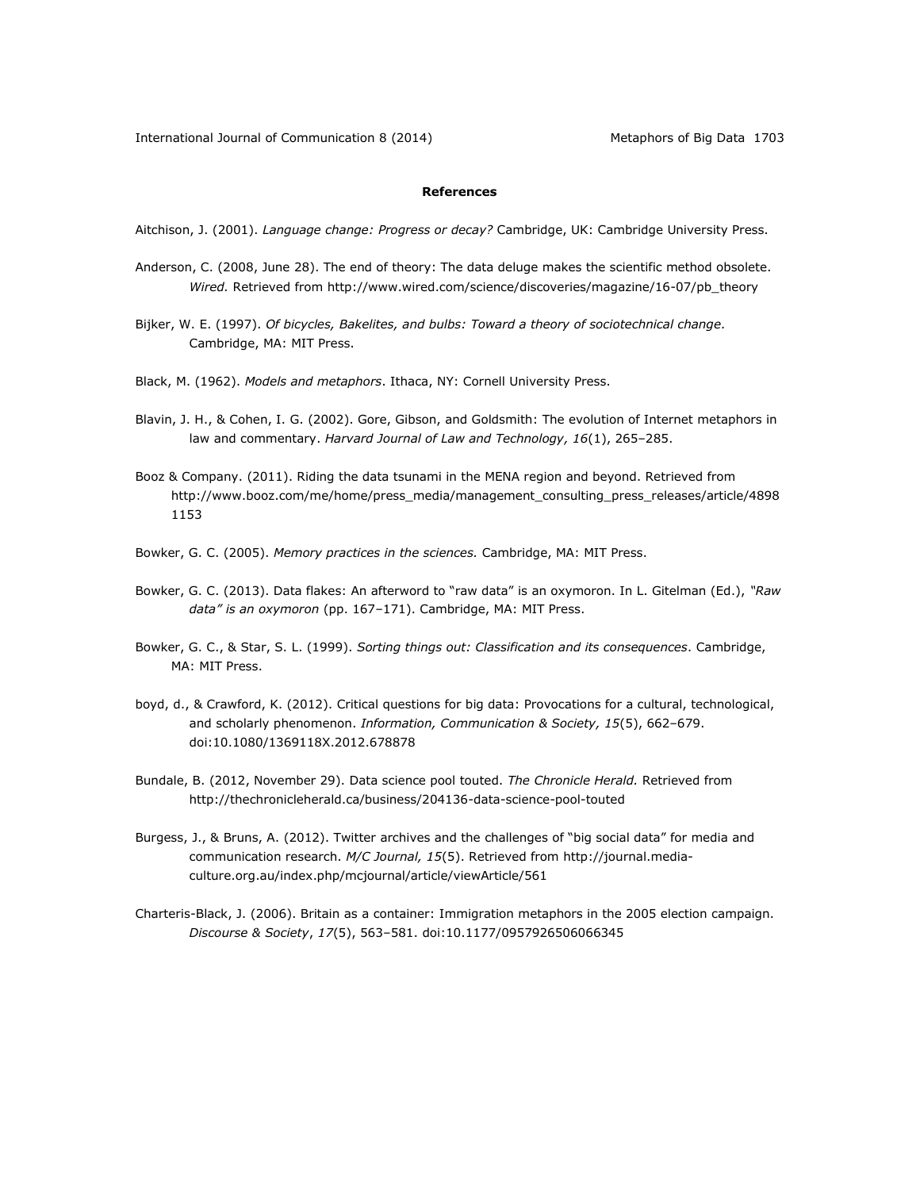**References**

Aitchison, J. (2001). *Language change: Progress or decay?* Cambridge, UK: Cambridge University Press.

Anderson, C. (2008, June 28). The end of theory: The data deluge makes the scientific method obsolete. *Wired.* Retrieved from http://www.wired.com/science/discoveries/magazine/16-07/pb_theory

Bijker, W. E. (1997). *Of bicycles, Bakelites, and bulbs: Toward a theory of sociotechnical change.* Cambridge, MA: MIT Press.

Black, M. (1962). *Models and metaphors*. Ithaca, NY: Cornell University Press.

Blavin, J. H., & Cohen, I. G. (2002). Gore, Gibson, and Goldsmith: The evolution of Internet metaphors in law and commentary. *Harvard Journal of Law and Technology, 16*(1), 265–285.

Booz & Company. (2011). Riding the data tsunami in the MENA region and beyond. Retrieved from http://www.booz.com/me/home/press_media/management_consulting_press_releases/article/48981153

Bowker, G. C. (2005). *Memory practices in the sciences.* Cambridge, MA: MIT Press.

Bowker, G. C. (2013). Data flakes: An afterword to "raw data" is an oxymoron. In L. Gitelman (Ed.), *"Raw data" is an oxymoron* (pp. 167–171). Cambridge, MA: MIT Press.

Bowker, G. C., & Star, S. L. (1999). *Sorting things out: Classification and its consequences*. Cambridge, MA: MIT Press.

boyd, d., & Crawford, K. (2012). Critical questions for big data: Provocations for a cultural, technological, and scholarly phenomenon. *Information, Communication & Society, 15*(5), 662–679. doi:10.1080/1369118X.2012.678878

Bundale, B. (2012, November 29). Data science pool touted. *The Chronicle Herald.* Retrieved from http://thechronicleherald.ca/business/204136-data-science-pool-touted

Burgess, J., & Bruns, A. (2012). Twitter archives and the challenges of "big social data" for media and communication research. *M/C Journal, 15*(5). Retrieved from http://journal.media-culture.org.au/index.php/mcjournal/article/viewArticle/561

Charteris-Black, J. (2006). Britain as a container: Immigration metaphors in the 2005 election campaign. *Discourse & Society*, *17*(5), 563–581. doi:10.1177/0957926506066345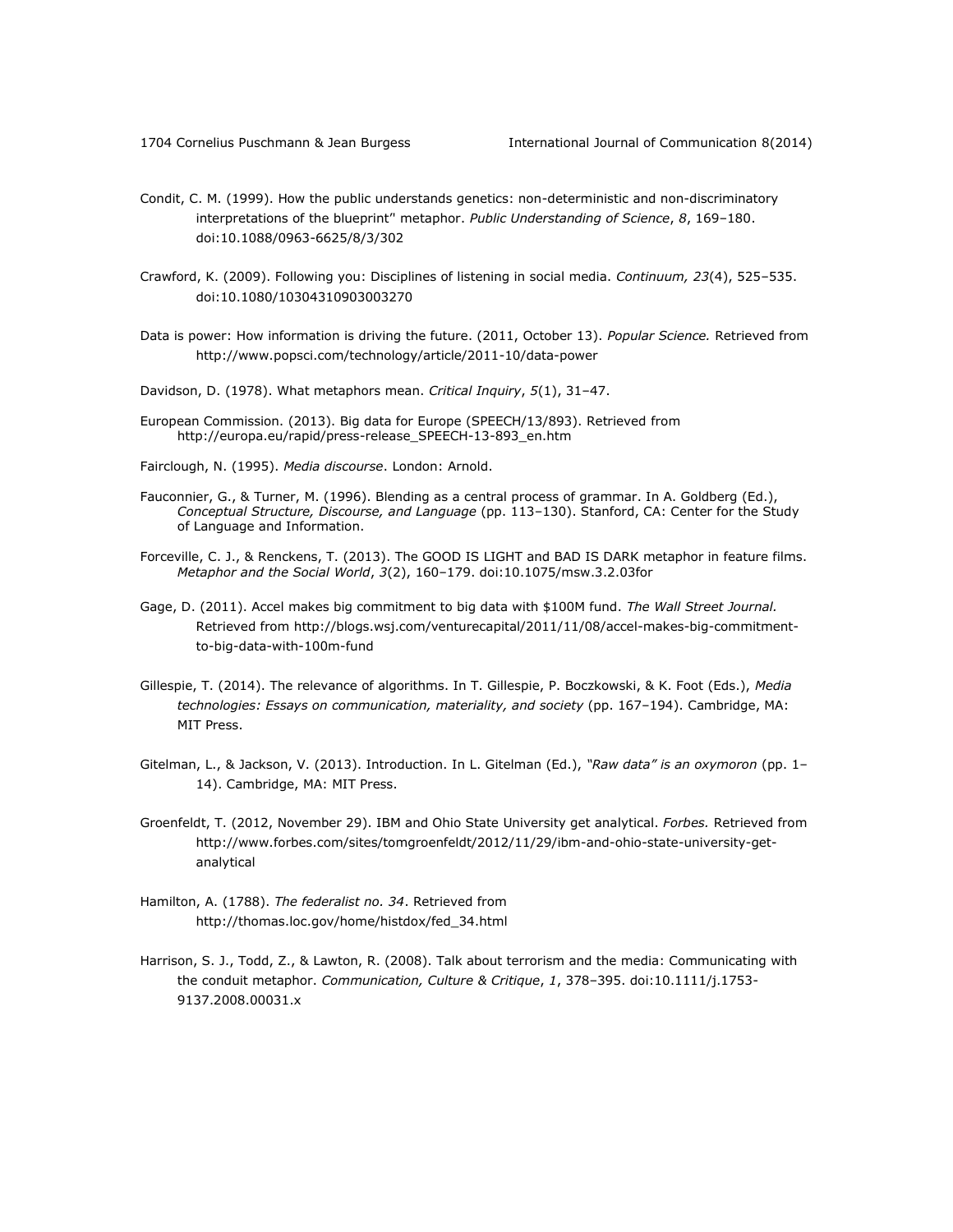Condit, C. M. (1999). How the public understands genetics: non-deterministic and non-discriminatory interpretations of the blueprint" metaphor. *Public Understanding of Science*, *8*, 169–180. doi:10.1088/0963-6625/8/3/302

Crawford, K. (2009). Following you: Disciplines of listening in social media. *Continuum, 23*(4), 525–535. doi:10.1080/10304310903003270

Data is power: How information is driving the future. (2011, October 13). *Popular Science.* Retrieved from http://www.popsci.com/technology/article/2011-10/data-power

Davidson, D. (1978). What metaphors mean. *Critical Inquiry*, *5*(1), 31–47.

European Commission. (2013). Big data for Europe (SPEECH/13/893). Retrieved from http://europa.eu/rapid/press-release_SPEECH-13-893_en.htm

Fairclough, N. (1995). *Media discourse*. London: Arnold.

Fauconnier, G., & Turner, M. (1996). Blending as a central process of grammar. In A. Goldberg (Ed.), *Conceptual Structure, Discourse, and Language* (pp. 113–130). Stanford, CA: Center for the Study of Language and Information.

Forceville, C. J., & Renckens, T. (2013). The GOOD IS LIGHT and BAD IS DARK metaphor in feature films. *Metaphor and the Social World*, *3*(2), 160–179. doi:10.1075/msw.3.2.03for

Gage, D. (2011). Accel makes big commitment to big data with $100M fund. *The Wall Street Journal.* Retrieved from http://blogs.wsj.com/venturecapital/2011/11/08/accel-makes-big-commitment-to-big-data-with-100m-fund

Gillespie, T. (2014). The relevance of algorithms. In T. Gillespie, P. Boczkowski, & K. Foot (Eds.), *Media technologies: Essays on communication, materiality, and society* (pp. 167–194). Cambridge, MA: MIT Press.

Gitelman, L., & Jackson, V. (2013). Introduction. In L. Gitelman (Ed.), *"Raw data" is an oxymoron* (pp. 1–14). Cambridge, MA: MIT Press.

Groenfeldt, T. (2012, November 29). IBM and Ohio State University get analytical. *Forbes.* Retrieved from http://www.forbes.com/sites/tomgroenfeldt/2012/11/29/ibm-and-ohio-state-university-get-analytical

Hamilton, A. (1788). *The federalist no. 34*. Retrieved from http://thomas.loc.gov/home/histdox/fed_34.html

Harrison, S. J., Todd, Z., & Lawton, R. (2008). Talk about terrorism and the media: Communicating with the conduit metaphor. *Communication, Culture & Critique*, *1*, 378–395. doi:10.1111/j.1753-9137.2008.00031.x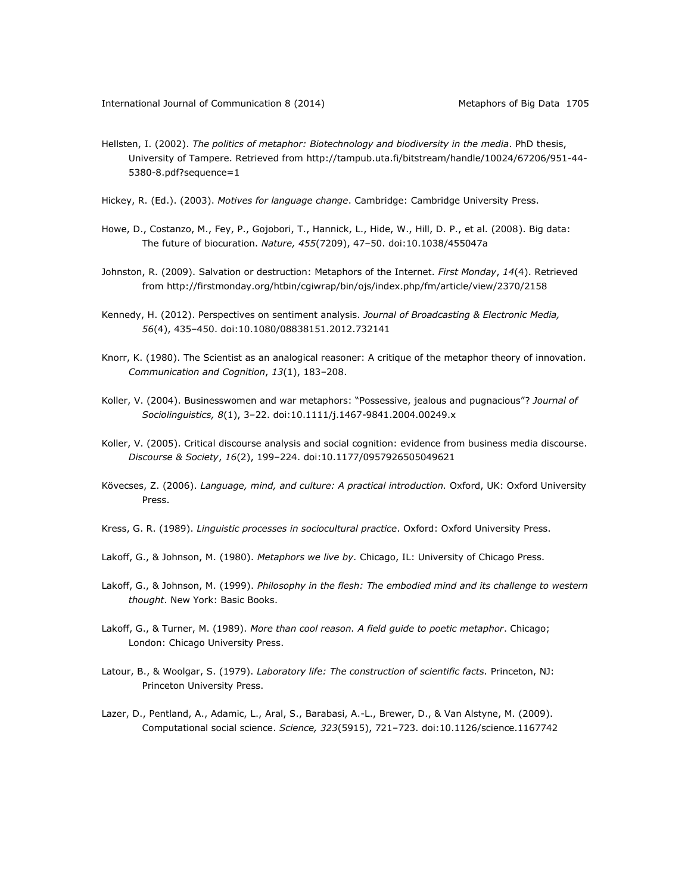Hellsten, I. (2002). *The politics of metaphor: Biotechnology and biodiversity in the media*. PhD thesis, University of Tampere. Retrieved from http://tampub.uta.fi/bitstream/handle/10024/67206/951-44-5380-8.pdf?sequence=1

Hickey, R. (Ed.). (2003). *Motives for language change*. Cambridge: Cambridge University Press.

Howe, D., Costanzo, M., Fey, P., Gojobori, T., Hannick, L., Hide, W., Hill, D. P., et al. (2008). Big data: The future of biocuration. *Nature, 455*(7209), 47–50. doi:10.1038/455047a

Johnston, R. (2009). Salvation or destruction: Metaphors of the Internet. *First Monday*, *14*(4). Retrieved from http://firstmonday.org/htbin/cgiwrap/bin/ojs/index.php/fm/article/view/2370/2158

Kennedy, H. (2012). Perspectives on sentiment analysis. *Journal of Broadcasting & Electronic Media, 56*(4), 435–450. doi:10.1080/08838151.2012.732141

Knorr, K. (1980). The Scientist as an analogical reasoner: A critique of the metaphor theory of innovation. *Communication and Cognition*, *13*(1), 183–208.

Koller, V. (2004). Businesswomen and war metaphors: "Possessive, jealous and pugnacious"? *Journal of Sociolinguistics, 8*(1), 3–22. doi:10.1111/j.1467-9841.2004.00249.x

Koller, V. (2005). Critical discourse analysis and social cognition: evidence from business media discourse. *Discourse & Society*, *16*(2), 199–224. doi:10.1177/0957926505049621

Kövecses, Z. (2006). *Language, mind, and culture: A practical introduction.* Oxford, UK: Oxford University Press.

Kress, G. R. (1989). *Linguistic processes in sociocultural practice*. Oxford: Oxford University Press.

Lakoff, G., & Johnson, M. (1980). *Metaphors we live by.* Chicago, IL: University of Chicago Press.

Lakoff, G., & Johnson, M. (1999). *Philosophy in the flesh: The embodied mind and its challenge to western thought*. New York: Basic Books.

Lakoff, G., & Turner, M. (1989). *More than cool reason. A field guide to poetic metaphor*. Chicago; London: Chicago University Press.

Latour, B., & Woolgar, S. (1979). *Laboratory life: The construction of scientific facts.* Princeton, NJ: Princeton University Press.

Lazer, D., Pentland, A., Adamic, L., Aral, S., Barabasi, A.-L., Brewer, D., & Van Alstyne, M. (2009). Computational social science. *Science, 323*(5915), 721–723. doi:10.1126/science.1167742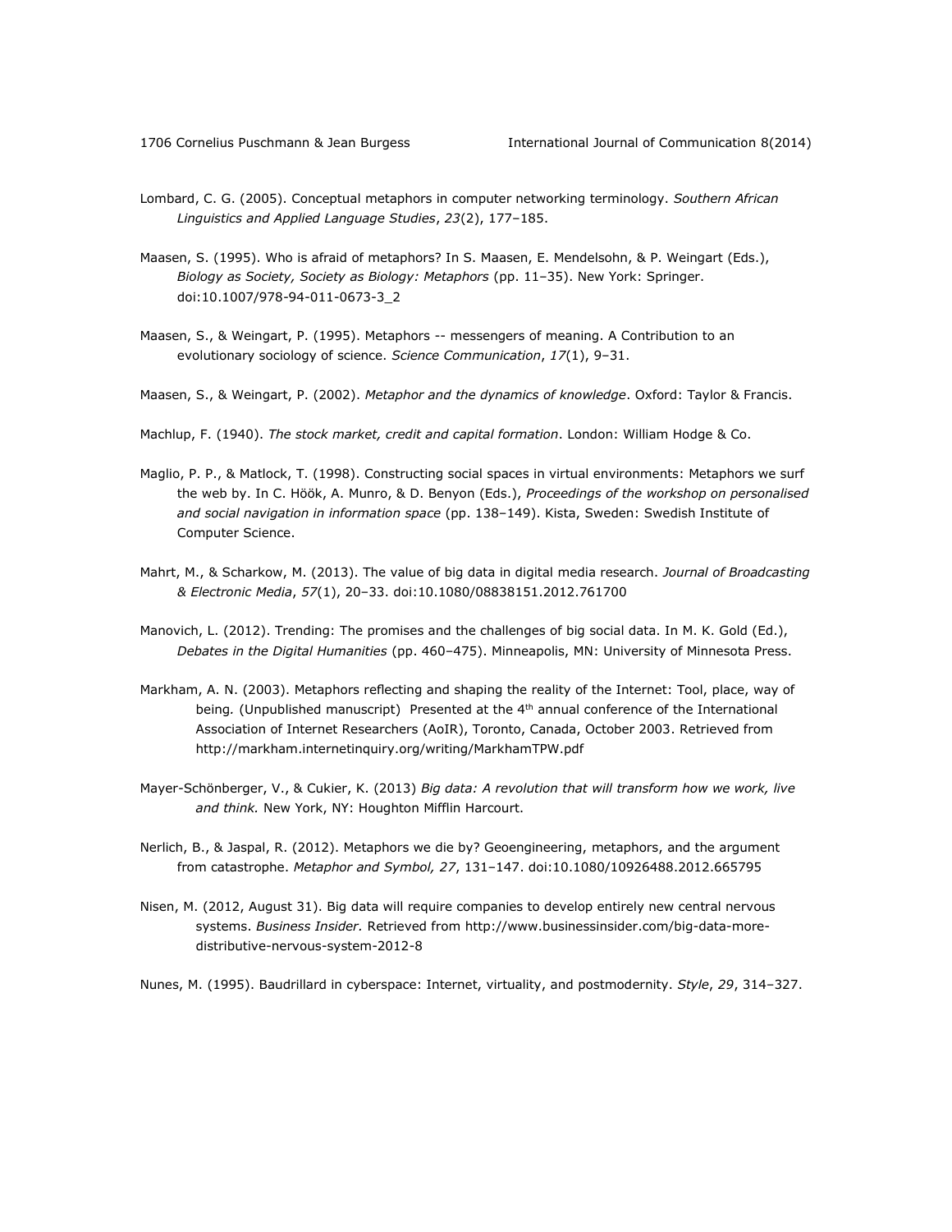Lombard, C. G. (2005). Conceptual metaphors in computer networking terminology. *Southern African Linguistics and Applied Language Studies*, *23*(2), 177–185.

Maasen, S. (1995). Who is afraid of metaphors? In S. Maasen, E. Mendelsohn, & P. Weingart (Eds.), *Biology as Society, Society as Biology: Metaphors* (pp. 11–35). New York: Springer. doi:10.1007/978-94-011-0673-3_2

Maasen, S., & Weingart, P. (1995). Metaphors -- messengers of meaning. A Contribution to an evolutionary sociology of science. *Science Communication*, *17*(1), 9–31.

Maasen, S., & Weingart, P. (2002). *Metaphor and the dynamics of knowledge*. Oxford: Taylor & Francis.

Machlup, F. (1940). *The stock market, credit and capital formation*. London: William Hodge & Co.

Maglio, P. P., & Matlock, T. (1998). Constructing social spaces in virtual environments: Metaphors we surf the web by. In C. Höök, A. Munro, & D. Benyon (Eds.), *Proceedings of the workshop on personalised and social navigation in information space* (pp. 138–149). Kista, Sweden: Swedish Institute of Computer Science.

Mahrt, M., & Scharkow, M. (2013). The value of big data in digital media research. *Journal of Broadcasting & Electronic Media*, *57*(1), 20–33. doi:10.1080/08838151.2012.761700

Manovich, L. (2012). Trending: The promises and the challenges of big social data. In M. K. Gold (Ed.), *Debates in the Digital Humanities* (pp. 460–475). Minneapolis, MN: University of Minnesota Press.

Markham, A. N. (2003). Metaphors reflecting and shaping the reality of the Internet: Tool, place, way of being. (Unpublished manuscript) Presented at the 4th annual conference of the International Association of Internet Researchers (AoIR), Toronto, Canada, October 2003. Retrieved from http://markham.internetinquiry.org/writing/MarkhamTPW.pdf

Mayer-Schönberger, V., & Cukier, K. (2013) *Big data: A revolution that will transform how we work, live and think.* New York, NY: Houghton Mifflin Harcourt.

Nerlich, B., & Jaspal, R. (2012). Metaphors we die by? Geoengineering, metaphors, and the argument from catastrophe. *Metaphor and Symbol, 27*, 131–147. doi:10.1080/10926488.2012.665795

Nisen, M. (2012, August 31). Big data will require companies to develop entirely new central nervous systems. *Business Insider.* Retrieved from http://www.businessinsider.com/big-data-more-distributive-nervous-system-2012-8

Nunes, M. (1995). Baudrillard in cyberspace: Internet, virtuality, and postmodernity. *Style*, *29*, 314–327.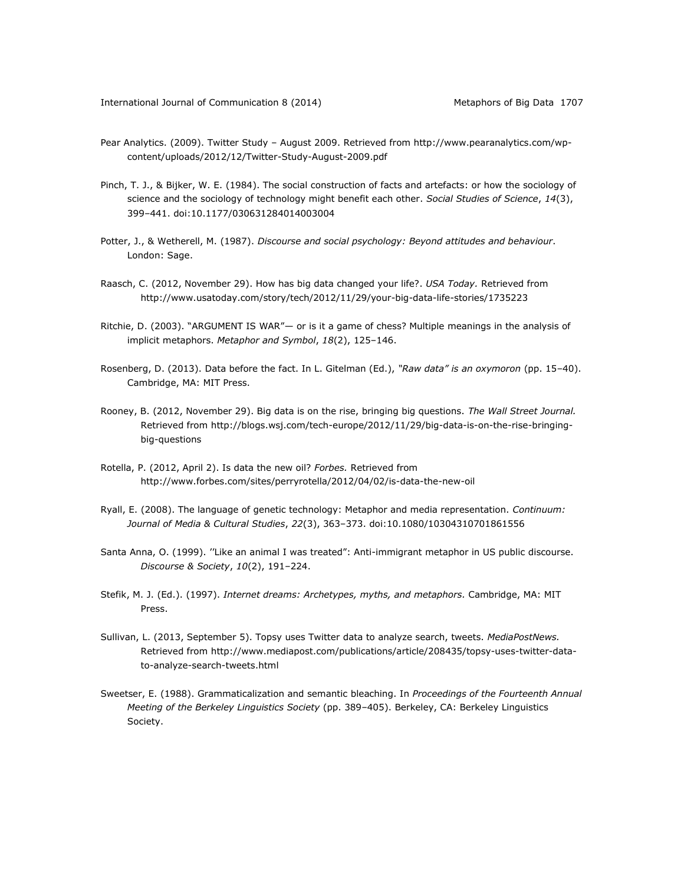Pear Analytics. (2009). Twitter Study – August 2009. Retrieved from http://www.pearanalytics.com/wp-content/uploads/2012/12/Twitter-Study-August-2009.pdf

Pinch, T. J., & Bijker, W. E. (1984). The social construction of facts and artefacts: or how the sociology of science and the sociology of technology might benefit each other. *Social Studies of Science*, *14*(3), 399–441. doi:10.1177/030631284014003004

Potter, J., & Wetherell, M. (1987). *Discourse and social psychology: Beyond attitudes and behaviour*. London: Sage.

Raasch, C. (2012, November 29). How has big data changed your life?. *USA Today.* Retrieved from http://www.usatoday.com/story/tech/2012/11/29/your-big-data-life-stories/1735223

Ritchie, D. (2003). "ARGUMENT IS WAR"— or is it a game of chess? Multiple meanings in the analysis of implicit metaphors. *Metaphor and Symbol*, *18*(2), 125–146.

Rosenberg, D. (2013). Data before the fact. In L. Gitelman (Ed.), *"Raw data" is an oxymoron* (pp. 15–40). Cambridge, MA: MIT Press.

Rooney, B. (2012, November 29). Big data is on the rise, bringing big questions. *The Wall Street Journal.* Retrieved from http://blogs.wsj.com/tech-europe/2012/11/29/big-data-is-on-the-rise-bringing-big-questions

Rotella, P. (2012, April 2). Is data the new oil? *Forbes.* Retrieved from http://www.forbes.com/sites/perryrotella/2012/04/02/is-data-the-new-oil

Ryall, E. (2008). The language of genetic technology: Metaphor and media representation. *Continuum: Journal of Media & Cultural Studies*, *22*(3), 363–373. doi:10.1080/10304310701861556

Santa Anna, O. (1999). ''Like an animal I was treated": Anti-immigrant metaphor in US public discourse. *Discourse & Society*, *10*(2), 191–224.

Stefik, M. J. (Ed.). (1997). *Internet dreams: Archetypes, myths, and metaphors.* Cambridge, MA: MIT Press.

Sullivan, L. (2013, September 5). Topsy uses Twitter data to analyze search, tweets. *MediaPostNews.* Retrieved from http://www.mediapost.com/publications/article/208435/topsy-uses-twitter-data-to-analyze-search-tweets.html

Sweetser, E. (1988). Grammaticalization and semantic bleaching. In *Proceedings of the Fourteenth Annual Meeting of the Berkeley Linguistics Society* (pp. 389–405). Berkeley, CA: Berkeley Linguistics Society.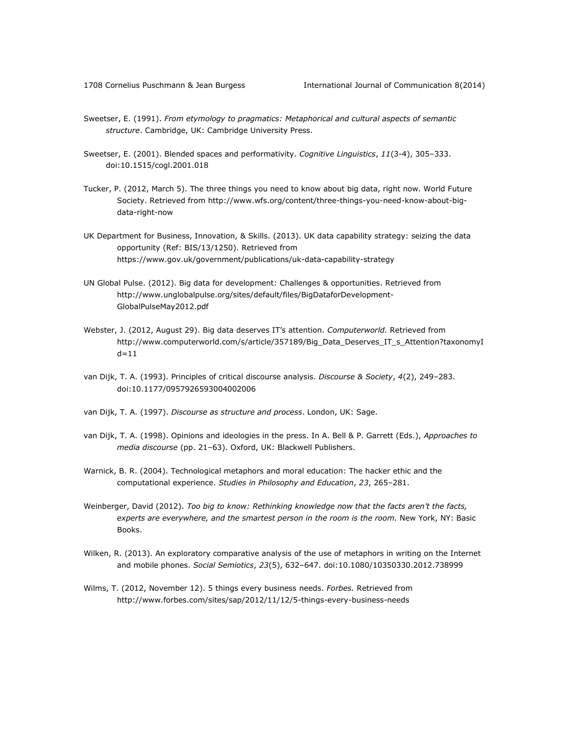Sweetser, E. (1991). *From etymology to pragmatics: Metaphorical and cultural aspects of semantic structure*. Cambridge, UK: Cambridge University Press.

Sweetser, E. (2001). Blended spaces and performativity. *Cognitive Linguistics*, *11*(3-4), 305–333. doi:10.1515/cogl.2001.018

Tucker, P. (2012, March 5). The three things you need to know about big data, right now. World Future Society. Retrieved from http://www.wfs.org/content/three-things-you-need-know-about-big-data-right-now

UK Department for Business, Innovation, & Skills. (2013). UK data capability strategy: seizing the data opportunity (Ref: BIS/13/1250). Retrieved from https://www.gov.uk/government/publications/uk-data-capability-strategy

UN Global Pulse. (2012). Big data for development: Challenges & opportunities. Retrieved from http://www.unglobalpulse.org/sites/default/files/BigDataforDevelopment-GlobalPulseMay2012.pdf

Webster, J. (2012, August 29). Big data deserves IT's attention. *Computerworld.* Retrieved from http://www.computerworld.com/s/article/357189/Big_Data_Deserves_IT_s_Attention?taxonomyId=11

van Dijk, T. A. (1993). Principles of critical discourse analysis. *Discourse & Society*, *4*(2), 249–283. doi:10.1177/0957926593004002006

van Dijk, T. A. (1997). *Discourse as structure and process*. London, UK: Sage.

van Dijk, T. A. (1998). Opinions and ideologies in the press. In A. Bell & P. Garrett (Eds.), *Approaches to media discourse* (pp. 21–63). Oxford, UK: Blackwell Publishers.

Warnick, B. R. (2004). Technological metaphors and moral education: The hacker ethic and the computational experience. *Studies in Philosophy and Education*, *23*, 265–281.

Weinberger, David (2012). *Too big to know: Rethinking knowledge now that the facts aren't the facts, experts are everywhere, and the smartest person in the room is the room.* New York, NY: Basic Books.

Wilken, R. (2013). An exploratory comparative analysis of the use of metaphors in writing on the Internet and mobile phones. *Social Semiotics*, *23*(5), 632–647. doi:10.1080/10350330.2012.738999

Wilms, T. (2012, November 12). 5 things every business needs. *Forbes.* Retrieved from http://www.forbes.com/sites/sap/2012/11/12/5-things-every-business-needs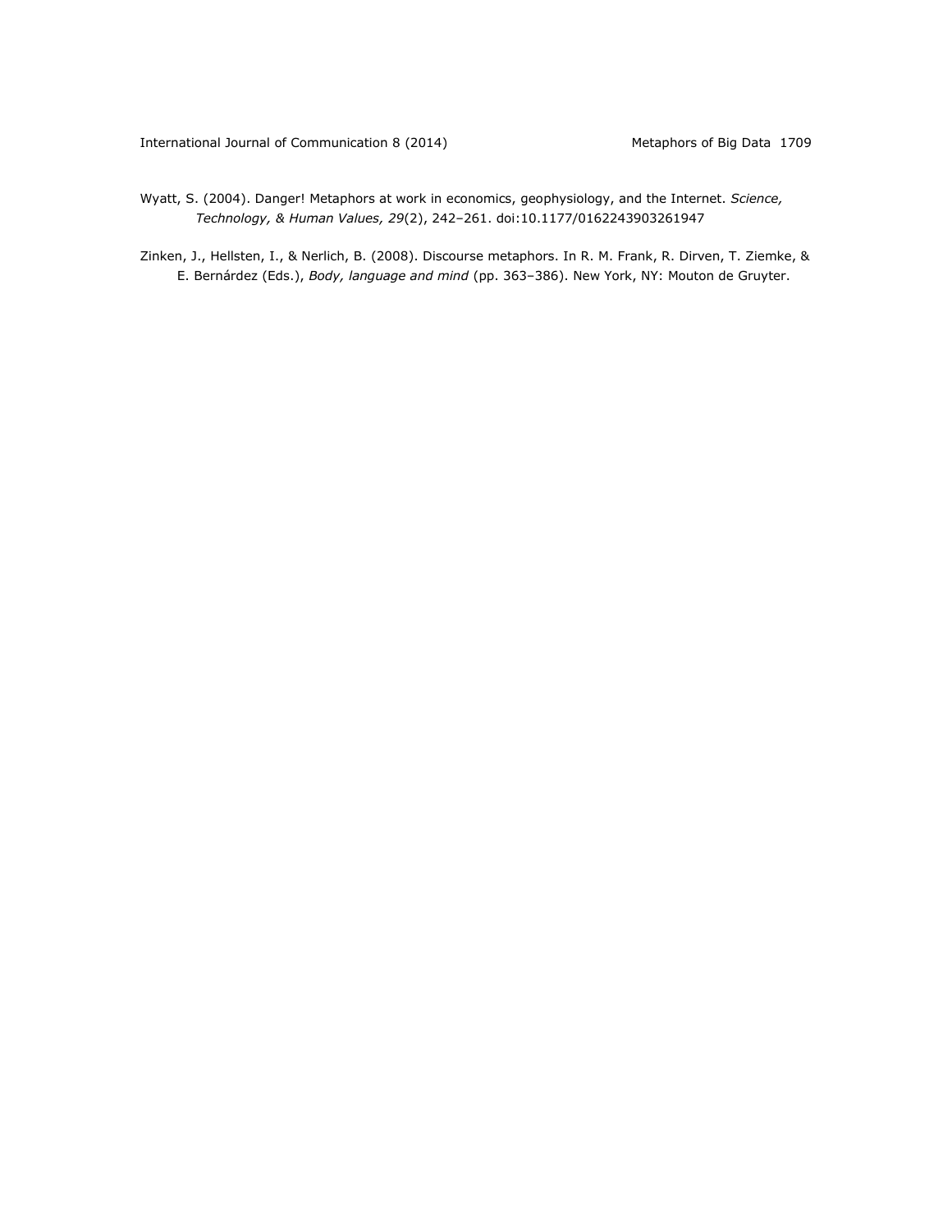Wyatt, S. (2004). Danger! Metaphors at work in economics, geophysiology, and the Internet. *Science, Technology, & Human Values, 29*(2), 242–261. doi:10.1177/0162243903261947

Zinken, J., Hellsten, I., & Nerlich, B. (2008). Discourse metaphors. In R. M. Frank, R. Dirven, T. Ziemke, & E. Bernárdez (Eds.), *Body, language and mind* (pp. 363–386). New York, NY: Mouton de Gruyter.